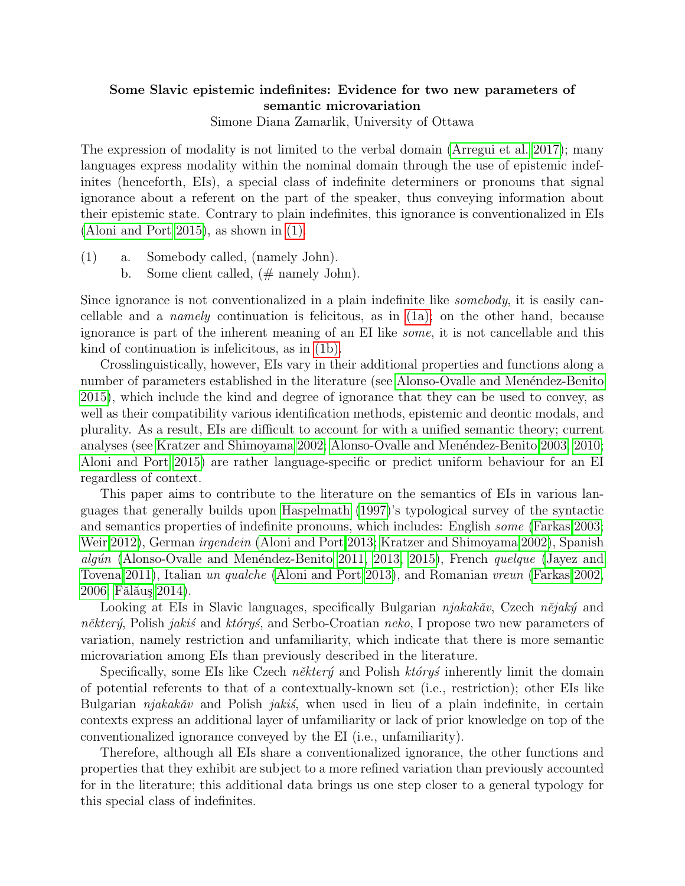**Some Slavic epistemic indefinites: Evidence for two new parameters of semantic microvariation**

Simone Diana Zamarlik, University of Ottawa

The expression of modality is not limited to the verbal domain (Arregui et al. 2017); many languages express modality within the nominal domain through the use of epistemic indefinites (henceforth, EIs), a special class of indefinite determiners or pronouns that signal ignorance about a referent on the part of the speaker, thus conveying information about their epistemic state. Contrary to plain indefinites, this ignorance is conventionalized in EIs (Aloni and Port 2015), as shown in (1).

(1) a. Somebody called, (namely John).
    b. Some client called, (# namely John).

Since ignorance is not conventionalized in a plain indefinite like *somebody*, it is easily cancellable and a *namely* continuation is felicitous, as in (1a); on the other hand, because ignorance is part of the inherent meaning of an EI like *some*, it is not cancellable and this kind of continuation is infelicitous, as in (1b).

Crosslinguistically, however, EIs vary in their additional properties and functions along a number of parameters established in the literature (see Alonso-Ovalle and Menéndez-Benito 2015), which include the kind and degree of ignorance that they can be used to convey, as well as their compatibility various identification methods, epistemic and deontic modals, and plurality. As a result, EIs are difficult to account for with a unified semantic theory; current analyses (see Kratzer and Shimoyama 2002; Alonso-Ovalle and Menéndez-Benito 2003, 2010; Aloni and Port 2015) are rather language-specific or predict uniform behaviour for an EI regardless of context.

This paper aims to contribute to the literature on the semantics of EIs in various languages that generally builds upon Haspelmath (1997)'s typological survey of the syntactic and semantics properties of indefinite pronouns, which includes: English *some* (Farkas 2003; Weir 2012), German *irgendein* (Aloni and Port 2013; Kratzer and Shimoyama 2002), Spanish *algún* (Alonso-Ovalle and Menéndez-Benito 2011, 2013, 2015), French *quelque* (Jayez and Tovena 2011), Italian *un qualche* (Aloni and Port 2013), and Romanian *vreun* (Farkas 2002, 2006; Fălăuş 2014).

Looking at EIs in Slavic languages, specifically Bulgarian *njakakăv*, Czech *nějaký* and *některý*, Polish *jakiś* and *któryś*, and Serbo-Croatian *neko*, I propose two new parameters of variation, namely restriction and unfamiliarity, which indicate that there is more semantic microvariation among EIs than previously described in the literature.

Specifically, some EIs like Czech *některý* and Polish *któryś* inherently limit the domain of potential referents to that of a contextually-known set (i.e., restriction); other EIs like Bulgarian *njakakăv* and Polish *jakiś*, when used in lieu of a plain indefinite, in certain contexts express an additional layer of unfamiliarity or lack of prior knowledge on top of the conventionalized ignorance conveyed by the EI (i.e., unfamiliarity).

Therefore, although all EIs share a conventionalized ignorance, the other functions and properties that they exhibit are subject to a more refined variation than previously accounted for in the literature; this additional data brings us one step closer to a general typology for this special class of indefinites.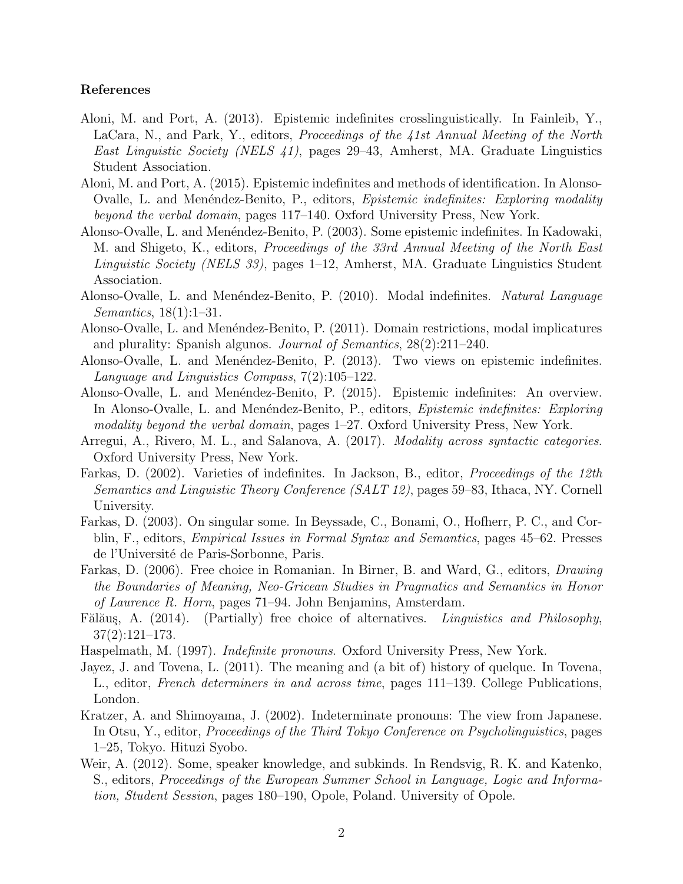### References

Aloni, M. and Port, A. (2013). Epistemic indefinites crosslinguistically. In Fainleib, Y., LaCara, N., and Park, Y., editors, *Proceedings of the 41st Annual Meeting of the North East Linguistic Society (NELS 41)*, pages 29–43, Amherst, MA. Graduate Linguistics Student Association.

Aloni, M. and Port, A. (2015). Epistemic indefinites and methods of identification. In Alonso-Ovalle, L. and Menéndez-Benito, P., editors, *Epistemic indefinites: Exploring modality beyond the verbal domain*, pages 117–140. Oxford University Press, New York.

Alonso-Ovalle, L. and Menéndez-Benito, P. (2003). Some epistemic indefinites. In Kadowaki, M. and Shigeto, K., editors, *Proceedings of the 33rd Annual Meeting of the North East Linguistic Society (NELS 33)*, pages 1–12, Amherst, MA. Graduate Linguistics Student Association.

Alonso-Ovalle, L. and Menéndez-Benito, P. (2010). Modal indefinites. *Natural Language Semantics*, 18(1):1–31.

Alonso-Ovalle, L. and Menéndez-Benito, P. (2011). Domain restrictions, modal implicatures and plurality: Spanish algunos. *Journal of Semantics*, 28(2):211–240.

Alonso-Ovalle, L. and Menéndez-Benito, P. (2013). Two views on epistemic indefinites. *Language and Linguistics Compass*, 7(2):105–122.

Alonso-Ovalle, L. and Menéndez-Benito, P. (2015). Epistemic indefinites: An overview. In Alonso-Ovalle, L. and Menéndez-Benito, P., editors, *Epistemic indefinites: Exploring modality beyond the verbal domain*, pages 1–27. Oxford University Press, New York.

Arregui, A., Rivero, M. L., and Salanova, A. (2017). *Modality across syntactic categories*. Oxford University Press, New York.

Farkas, D. (2002). Varieties of indefinites. In Jackson, B., editor, *Proceedings of the 12th Semantics and Linguistic Theory Conference (SALT 12)*, pages 59–83, Ithaca, NY. Cornell University.

Farkas, D. (2003). On singular some. In Beyssade, C., Bonami, O., Hofherr, P. C., and Corblin, F., editors, *Empirical Issues in Formal Syntax and Semantics*, pages 45–62. Presses de l'Université de Paris-Sorbonne, Paris.

Farkas, D. (2006). Free choice in Romanian. In Birner, B. and Ward, G., editors, *Drawing the Boundaries of Meaning, Neo-Gricean Studies in Pragmatics and Semantics in Honor of Laurence R. Horn*, pages 71–94. John Benjamins, Amsterdam.

Fălăuş, A. (2014). (Partially) free choice of alternatives. *Linguistics and Philosophy*, 37(2):121–173.

Haspelmath, M. (1997). *Indefinite pronouns*. Oxford University Press, New York.

Jayez, J. and Tovena, L. (2011). The meaning and (a bit of) history of quelque. In Tovena, L., editor, *French determiners in and across time*, pages 111–139. College Publications, London.

Kratzer, A. and Shimoyama, J. (2002). Indeterminate pronouns: The view from Japanese. In Otsu, Y., editor, *Proceedings of the Third Tokyo Conference on Psycholinguistics*, pages 1–25, Tokyo. Hituzi Syobo.

Weir, A. (2012). Some, speaker knowledge, and subkinds. In Rendsvig, R. K. and Katenko, S., editors, *Proceedings of the European Summer School in Language, Logic and Information, Student Session*, pages 180–190, Opole, Poland. University of Opole.